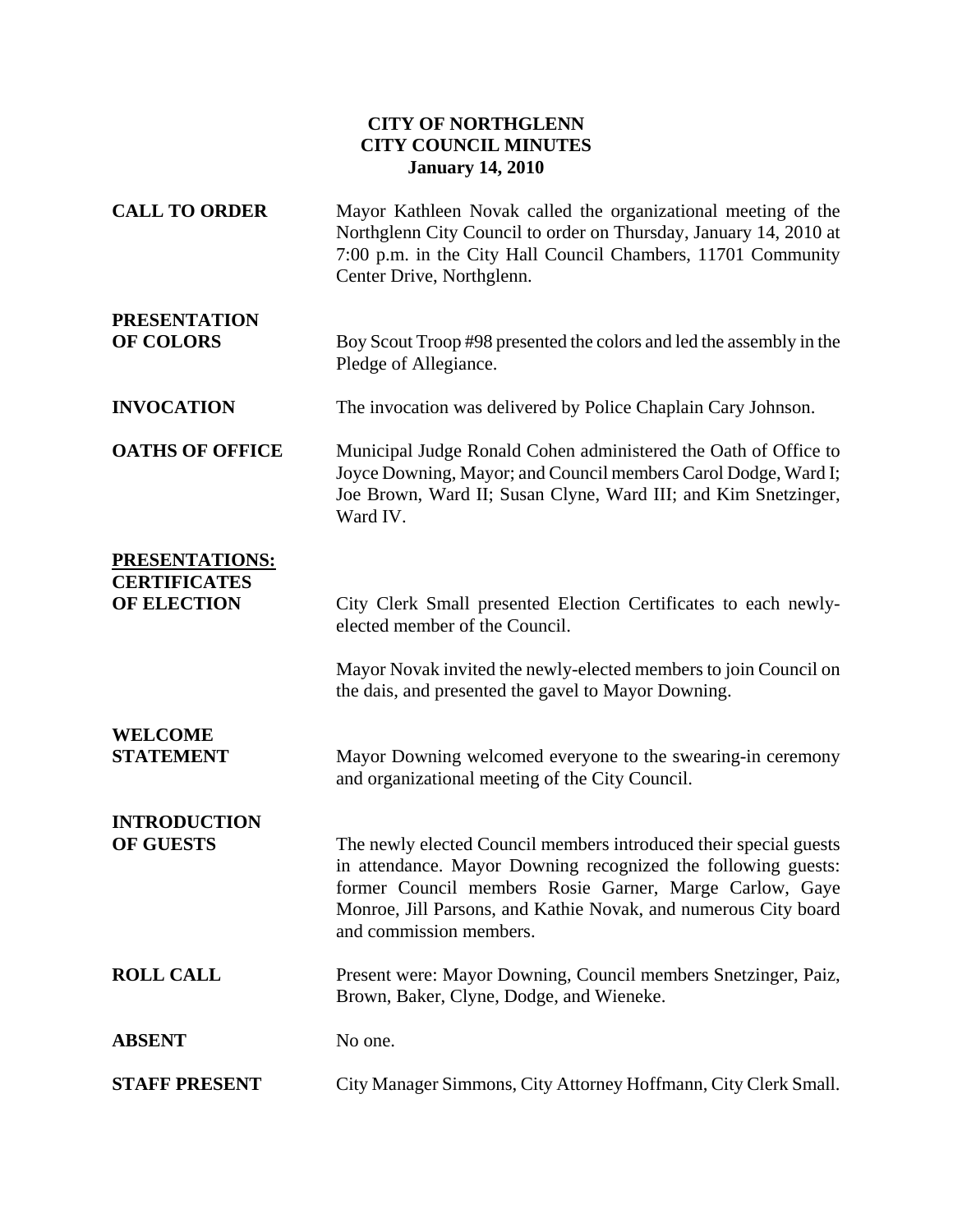**CITY OF NORTHGLENN**
**CITY COUNCIL MINUTES**
**January 14, 2010**

**CALL TO ORDER** Mayor Kathleen Novak called the organizational meeting of the Northglenn City Council to order on Thursday, January 14, 2010 at 7:00 p.m. in the City Hall Council Chambers, 11701 Community Center Drive, Northglenn.

**PRESENTATION OF COLORS** Boy Scout Troop #98 presented the colors and led the assembly in the Pledge of Allegiance.

**INVOCATION** The invocation was delivered by Police Chaplain Cary Johnson.

**OATHS OF OFFICE** Municipal Judge Ronald Cohen administered the Oath of Office to Joyce Downing, Mayor; and Council members Carol Dodge, Ward I; Joe Brown, Ward II; Susan Clyne, Ward III; and Kim Snetzinger, Ward IV.

**PRESENTATIONS:**
**CERTIFICATES OF ELECTION** City Clerk Small presented Election Certificates to each newly-elected member of the Council.

Mayor Novak invited the newly-elected members to join Council on the dais, and presented the gavel to Mayor Downing.

**WELCOME STATEMENT** Mayor Downing welcomed everyone to the swearing-in ceremony and organizational meeting of the City Council.

**INTRODUCTION OF GUESTS** The newly elected Council members introduced their special guests in attendance. Mayor Downing recognized the following guests: former Council members Rosie Garner, Marge Carlow, Gaye Monroe, Jill Parsons, and Kathie Novak, and numerous City board and commission members.

**ROLL CALL** Present were: Mayor Downing, Council members Snetzinger, Paiz, Brown, Baker, Clyne, Dodge, and Wieneke.

**ABSENT** No one.

**STAFF PRESENT** City Manager Simmons, City Attorney Hoffmann, City Clerk Small.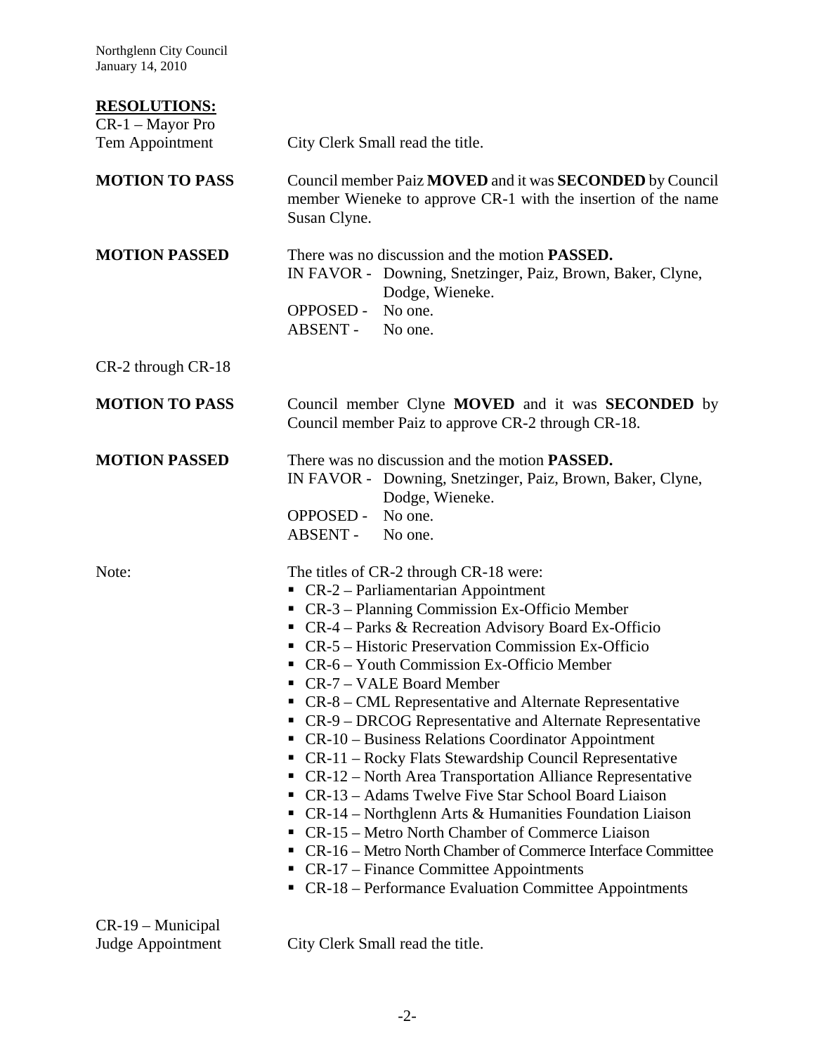**RESOLUTIONS:**

CR-1 – Mayor Pro Tem Appointment

City Clerk Small read the title.

**MOTION TO PASS**

Council member Paiz **MOVED** and it was **SECONDED** by Council member Wieneke to approve CR-1 with the insertion of the name Susan Clyne.

**MOTION PASSED**

There was no discussion and the motion **PASSED.**

IN FAVOR - Downing, Snetzinger, Paiz, Brown, Baker, Clyne, Dodge, Wieneke.
OPPOSED - No one.
ABSENT - No one.

CR-2 through CR-18

**MOTION TO PASS**

Council member Clyne **MOVED** and it was **SECONDED** by Council member Paiz to approve CR-2 through CR-18.

**MOTION PASSED**

There was no discussion and the motion **PASSED.**

IN FAVOR - Downing, Snetzinger, Paiz, Brown, Baker, Clyne, Dodge, Wieneke.
OPPOSED - No one.
ABSENT - No one.

Note:

The titles of CR-2 through CR-18 were:

- CR-2 – Parliamentarian Appointment
- CR-3 – Planning Commission Ex-Officio Member
- CR-4 – Parks & Recreation Advisory Board Ex-Officio
- CR-5 – Historic Preservation Commission Ex-Officio
- CR-6 – Youth Commission Ex-Officio Member
- CR-7 – VALE Board Member
- CR-8 – CML Representative and Alternate Representative
- CR-9 – DRCOG Representative and Alternate Representative
- CR-10 – Business Relations Coordinator Appointment
- CR-11 – Rocky Flats Stewardship Council Representative
- CR-12 – North Area Transportation Alliance Representative
- CR-13 – Adams Twelve Five Star School Board Liaison
- CR-14 – Northglenn Arts & Humanities Foundation Liaison
- CR-15 – Metro North Chamber of Commerce Liaison
- CR-16 – Metro North Chamber of Commerce Interface Committee
- CR-17 – Finance Committee Appointments
- CR-18 – Performance Evaluation Committee Appointments

CR-19 – Municipal Judge Appointment

City Clerk Small read the title.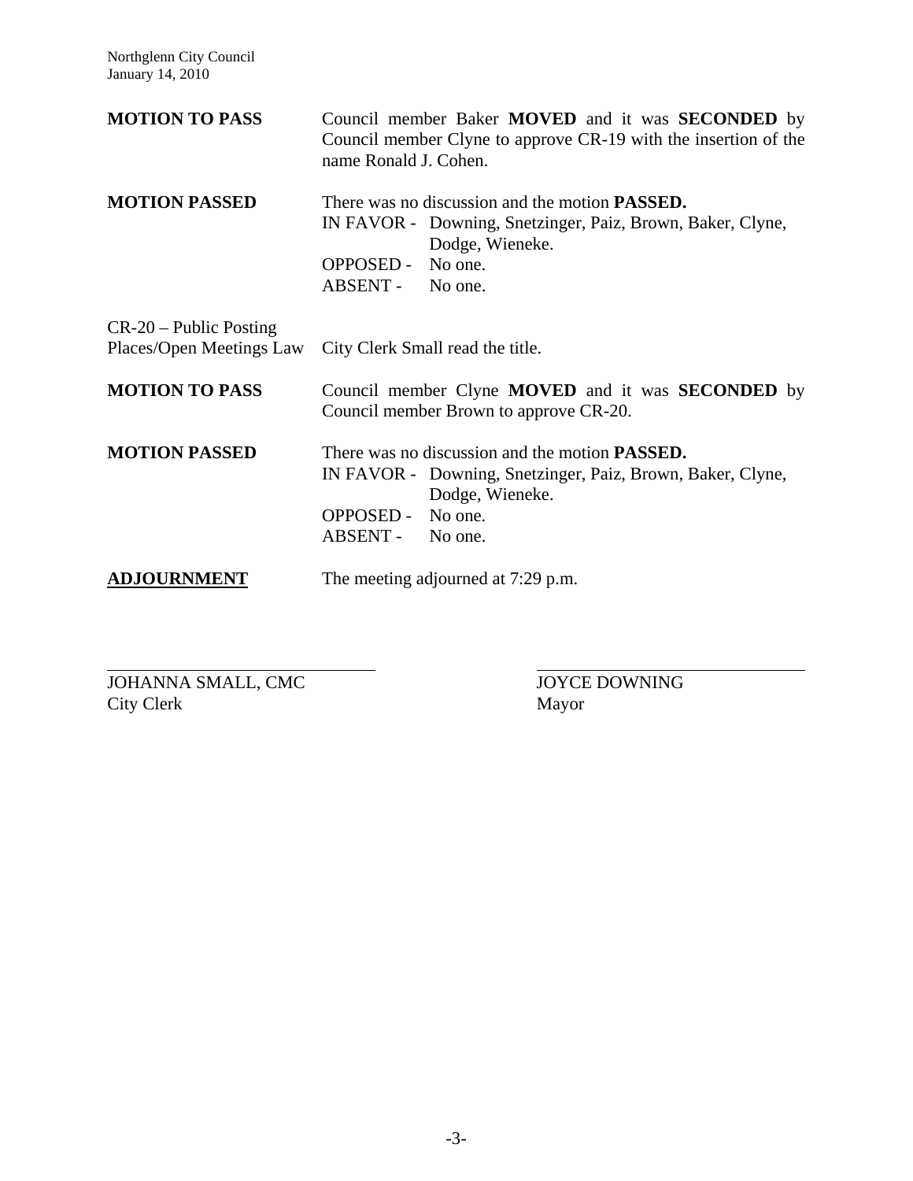**MOTION TO PASS** Council member Baker **MOVED** and it was **SECONDED** by Council member Clyne to approve CR-19 with the insertion of the name Ronald J. Cohen.

**MOTION PASSED** There was no discussion and the motion **PASSED.**
IN FAVOR - Downing, Snetzinger, Paiz, Brown, Baker, Clyne, Dodge, Wieneke.
OPPOSED - No one.
ABSENT - No one.

CR-20 – Public Posting Places/Open Meetings Law City Clerk Small read the title.

**MOTION TO PASS** Council member Clyne **MOVED** and it was **SECONDED** by Council member Brown to approve CR-20.

**MOTION PASSED** There was no discussion and the motion **PASSED.**
IN FAVOR - Downing, Snetzinger, Paiz, Brown, Baker, Clyne, Dodge, Wieneke.
OPPOSED - No one.
ABSENT - No one.

**ADJOURNMENT** The meeting adjourned at 7:29 p.m.

JOHANNA SMALL, CMC
City Clerk

JOYCE DOWNING
Mayor